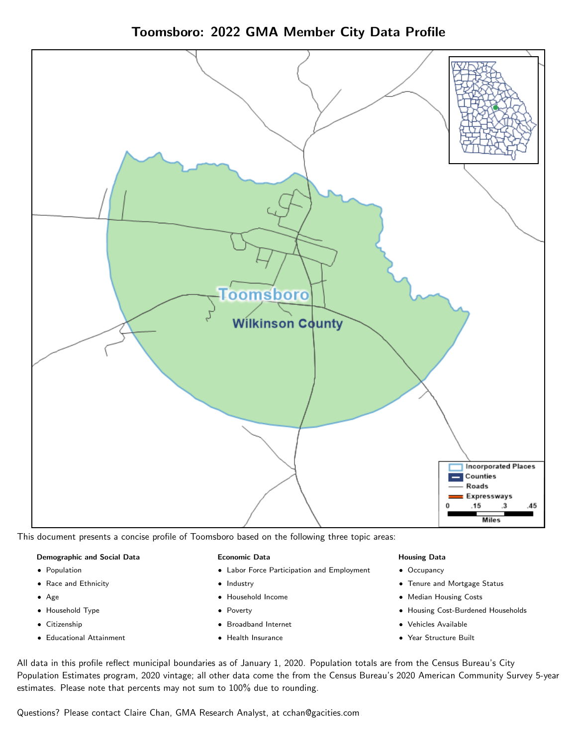# Toomsboro: 2022 GMA Member City Data Profile

This document presents a concise profile of Toomsboro based on the following three topic areas:

**Demographic and Social Data**

- Population
- Race and Ethnicity
- Age
- Household Type
- Citizenship
- Educational Attainment

**Economic Data**

- Labor Force Participation and Employment
- Industry
- Household Income
- Poverty
- Broadband Internet
- Health Insurance

**Housing Data**

- Occupancy
- Tenure and Mortgage Status
- Median Housing Costs
- Housing Cost-Burdened Households
- Vehicles Available
- Year Structure Built

All data in this profile reflect municipal boundaries as of January 1, 2020. Population totals are from the Census Bureau's City Population Estimates program, 2020 vintage; all other data come the from the Census Bureau's 2020 American Community Survey 5-year estimates. Please note that percents may not sum to 100% due to rounding.

Questions? Please contact Claire Chan, GMA Research Analyst, at cchan@gacities.com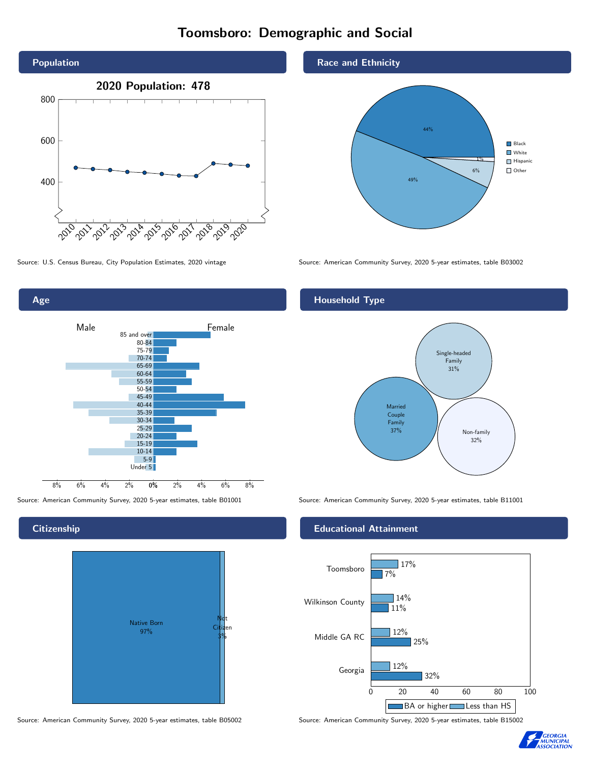# Toomsboro: Demographic and Social

## Population

**2020 Population: 478**

Source: U.S. Census Bureau, City Population Estimates, 2020 vintage

## Race and Ethnicity

| Group | Percent |
|---|---|
| Black | 44% |
| White | 49% |
| Hispanic | 6% |
| Other | 1% |

Source: American Community Survey, 2020 5-year estimates, table B03002

## Age

Source: American Community Survey, 2020 5-year estimates, table B01001

## Household Type

| Type | Percent |
|---|---|
| Married Couple Family | 37% |
| Single-headed Family | 31% |
| Non-family | 32% |

Source: American Community Survey, 2020 5-year estimates, table B11001

## Citizenship

| Status | Percent |
|---|---|
| Native Born | 97% |
| Not Citizen | 3% |

Source: American Community Survey, 2020 5-year estimates, table B05002

## Educational Attainment

| Area | Less than HS | BA or higher |
|---|---|---|
| Toomsboro | 17% | 7% |
| Wilkinson County | 14% | 11% |
| Middle GA RC | 12% | 25% |
| Georgia | 12% | 32% |

Source: American Community Survey, 2020 5-year estimates, table B15002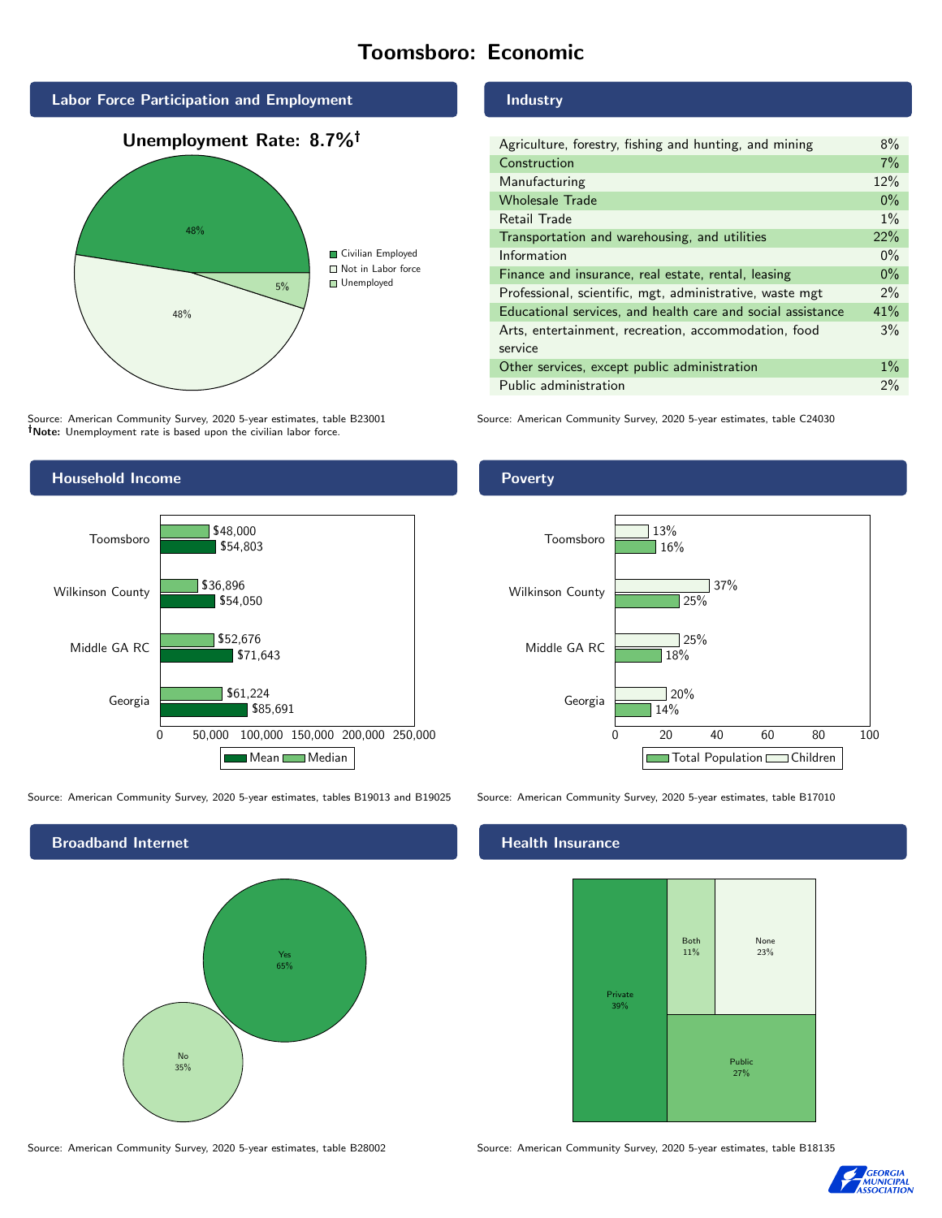# Toomsboro: Economic

## Labor Force Participation and Employment

**Unemployment Rate: 8.7%†**

| Category | Percent |
|---|---|
| Civilian Employed | 48% |
| Not in Labor force | 48% |
| Unemployed | 5% |

Source: American Community Survey, 2020 5-year estimates, table B23001
**†Note:** Unemployment rate is based upon the civilian labor force.

## Industry

| Industry | Percent |
|---|---|
| Agriculture, forestry, fishing and hunting, and mining | 8% |
| Construction | 7% |
| Manufacturing | 12% |
| Wholesale Trade | 0% |
| Retail Trade | 1% |
| Transportation and warehousing, and utilities | 22% |
| Information | 0% |
| Finance and insurance, real estate, rental, leasing | 0% |
| Professional, scientific, mgt, administrative, waste mgt | 2% |
| Educational services, and health care and social assistance | 41% |
| Arts, entertainment, recreation, accommodation, food service | 3% |
| Other services, except public administration | 1% |
| Public administration | 2% |

Source: American Community Survey, 2020 5-year estimates, table C24030

## Household Income

| | Median | Mean |
|---|---|---|
| Toomsboro | $48,000 | $54,803 |
| Wilkinson County | $36,896 | $54,050 |
| Middle GA RC | $52,676 | $71,643 |
| Georgia | $61,224 | $85,691 |

Source: American Community Survey, 2020 5-year estimates, tables B19013 and B19025

## Poverty

| | Children | Total Population |
|---|---|---|
| Toomsboro | 13% | 16% |
| Wilkinson County | 37% | 25% |
| Middle GA RC | 25% | 18% |
| Georgia | 20% | 14% |

Source: American Community Survey, 2020 5-year estimates, table B17010

## Broadband Internet

| | Percent |
|---|---|
| Yes | 65% |
| No | 35% |

Source: American Community Survey, 2020 5-year estimates, table B28002

## Health Insurance

| | Percent |
|---|---|
| Private | 39% |
| Both | 11% |
| None | 23% |
| Public | 27% |

Source: American Community Survey, 2020 5-year estimates, table B18135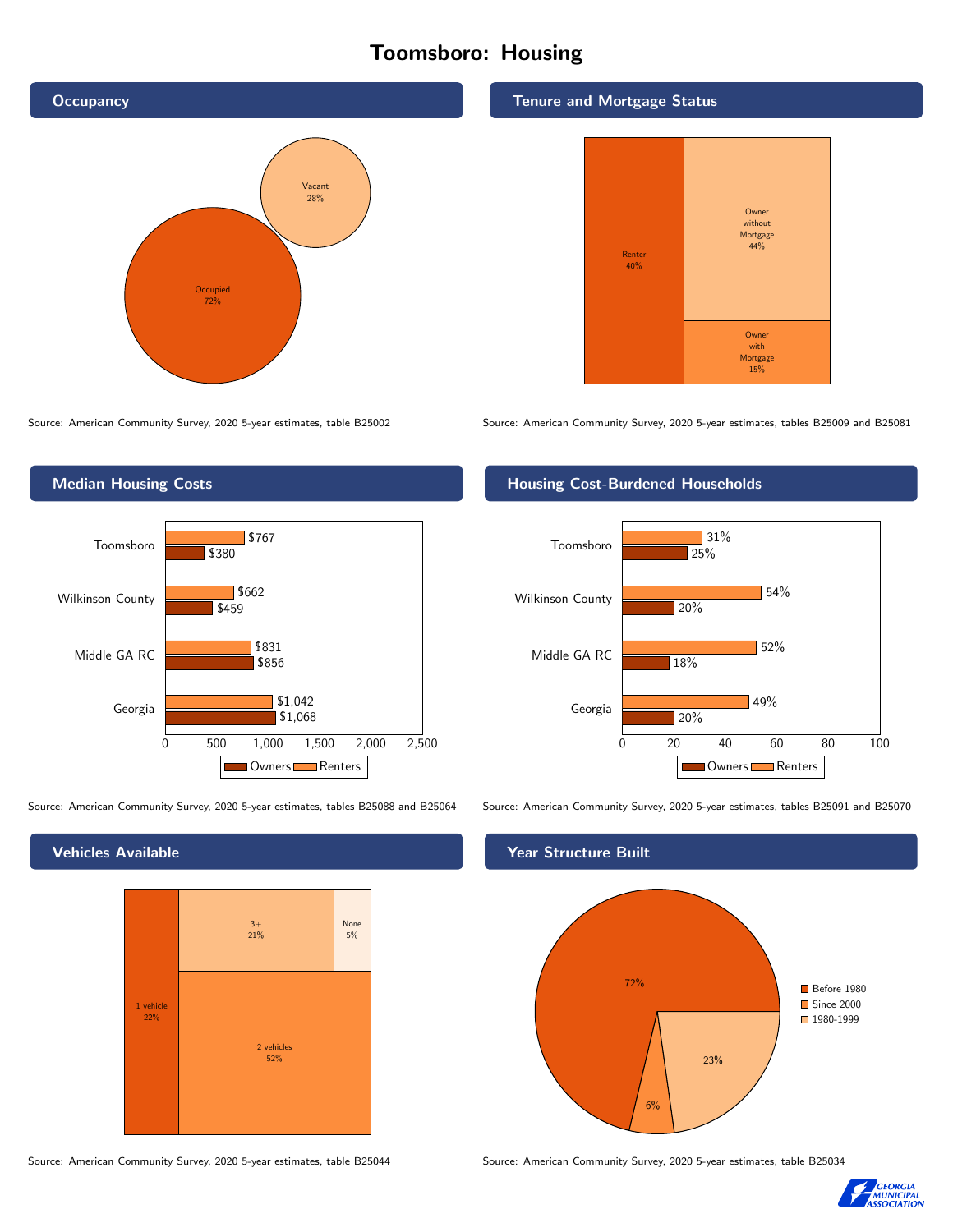# Toomsboro: Housing

## Occupancy

Vacant
28%

Occupied
72%

Source: American Community Survey, 2020 5-year estimates, table B25002

## Tenure and Mortgage Status

Renter
40%

Owner
without
Mortgage
44%

Owner
with
Mortgage
15%

Source: American Community Survey, 2020 5-year estimates, tables B25009 and B25081

## Median Housing Costs

Toomsboro
$767
$380

Wilkinson County
$662
$459

Middle GA RC
$831
$856

Georgia
$1,042
$1,068

0 500 1,000 1,500 2,000 2,500

Owners Renters

Source: American Community Survey, 2020 5-year estimates, tables B25088 and B25064

## Housing Cost-Burdened Households

Toomsboro
31%
25%

Wilkinson County
54%
20%

Middle GA RC
52%
18%

Georgia
49%
20%

0 20 40 60 80 100

Owners Renters

Source: American Community Survey, 2020 5-year estimates, tables B25091 and B25070

## Vehicles Available

1 vehicle
22%

3+
21%

None
5%

2 vehicles
52%

Source: American Community Survey, 2020 5-year estimates, table B25044

## Year Structure Built

72%

6%

23%

Before 1980
Since 2000
1980-1999

Source: American Community Survey, 2020 5-year estimates, table B25034